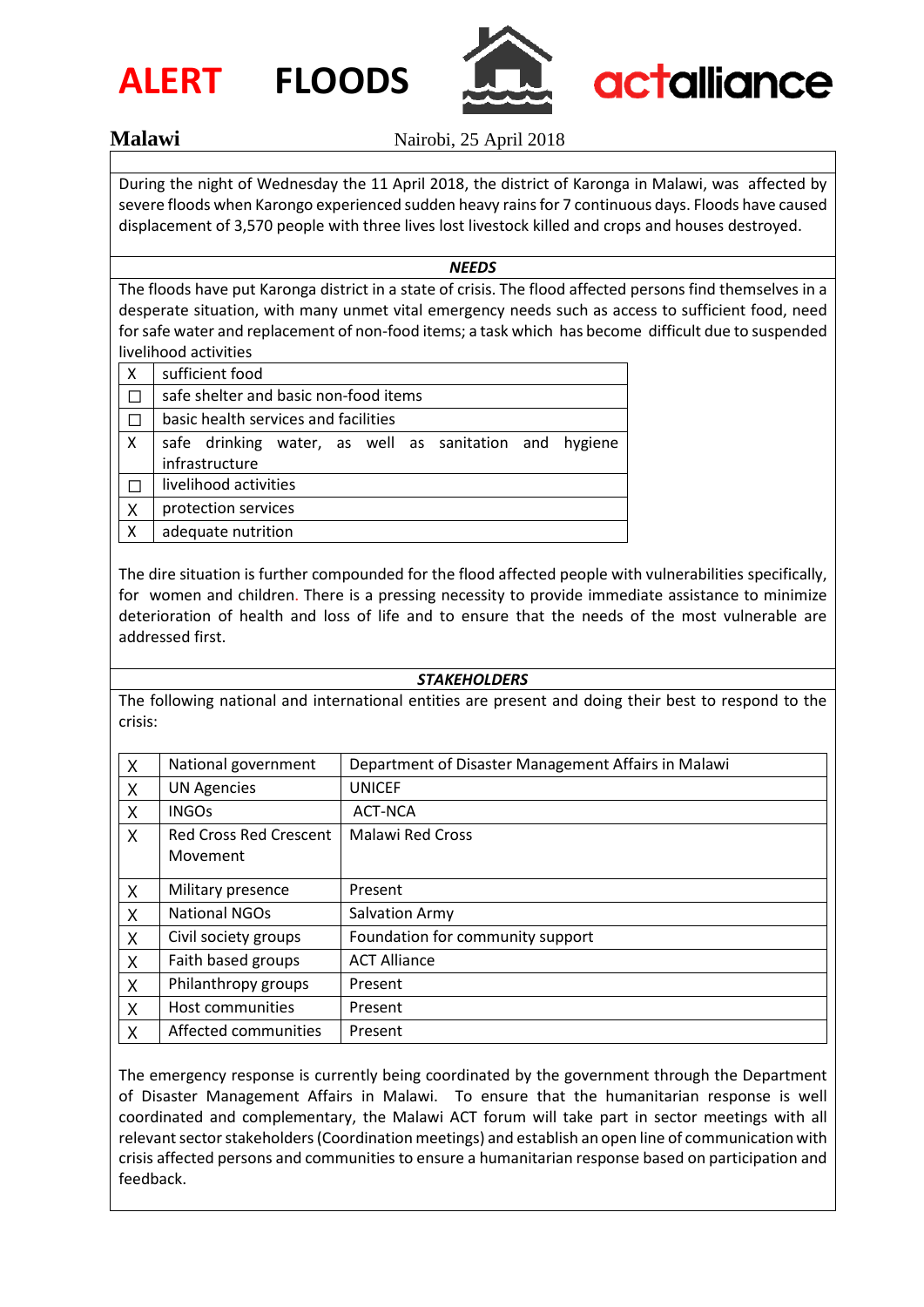# ALERT FLOODS

actalliance

**Malawi** Nairobi, 25 April 2018

During the night of Wednesday the 11 April 2018, the district of Karonga in Malawi, was affected by severe floods when Karongo experienced sudden heavy rains for 7 continuous days. Floods have caused displacement of 3,570 people with three lives lost livestock killed and crops and houses destroyed.

## *NEEDS*

The floods have put Karonga district in a state of crisis. The flood affected persons find themselves in a desperate situation, with many unmet vital emergency needs such as access to sufficient food, need for safe water and replacement of non-food items; a task which has become difficult due to suspended livelihood activities

| | |
|---|---|
| X | sufficient food |
| ☐ | safe shelter and basic non-food items |
| ☐ | basic health services and facilities |
| X | safe drinking water, as well as sanitation and hygiene infrastructure |
| ☐ | livelihood activities |
| X | protection services |
| X | adequate nutrition |

The dire situation is further compounded for the flood affected people with vulnerabilities specifically, for women and children. There is a pressing necessity to provide immediate assistance to minimize deterioration of health and loss of life and to ensure that the needs of the most vulnerable are addressed first.

## *STAKEHOLDERS*

The following national and international entities are present and doing their best to respond to the crisis:

| | | |
|---|---|---|
| X | National government | Department of Disaster Management Affairs in Malawi |
| X | UN Agencies | UNICEF |
| X | INGOs | ACT-NCA |
| X | Red Cross Red Crescent Movement | Malawi Red Cross |
| X | Military presence | Present |
| X | National NGOs | Salvation Army |
| X | Civil society groups | Foundation for community support |
| X | Faith based groups | ACT Alliance |
| X | Philanthropy groups | Present |
| X | Host communities | Present |
| X | Affected communities | Present |

The emergency response is currently being coordinated by the government through the Department of Disaster Management Affairs in Malawi. To ensure that the humanitarian response is well coordinated and complementary, the Malawi ACT forum will take part in sector meetings with all relevant sector stakeholders (Coordination meetings) and establish an open line of communication with crisis affected persons and communities to ensure a humanitarian response based on participation and feedback.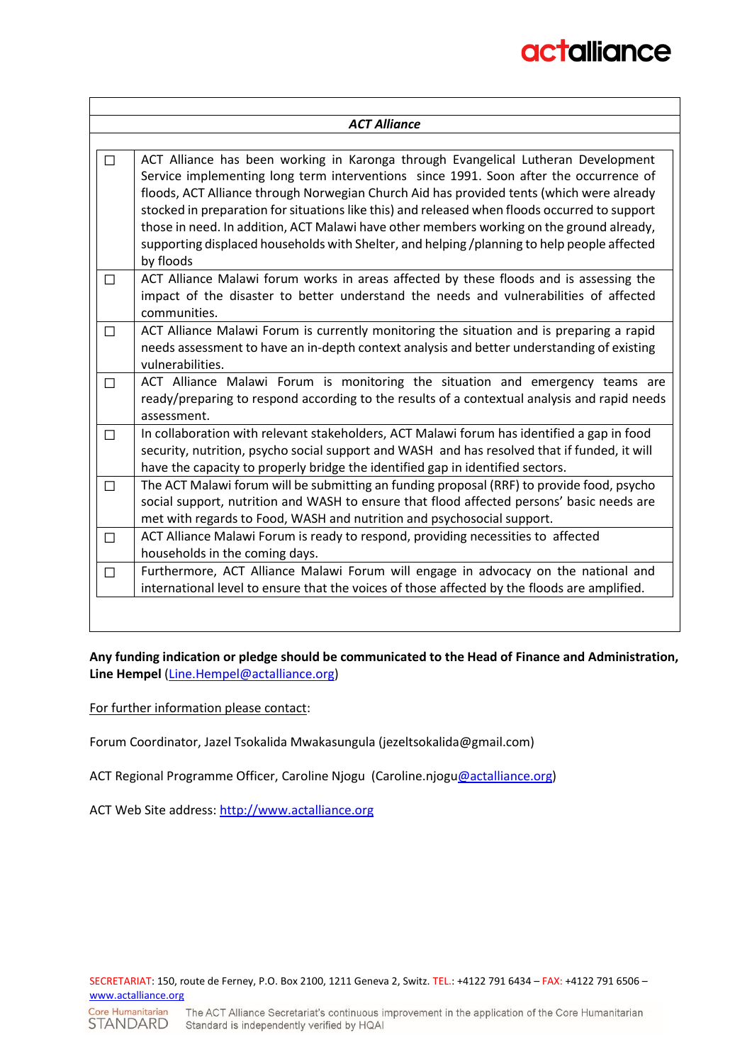| | |
|---|---|
| | ***ACT Alliance*** |
| ☐ | ACT Alliance has been working in Karonga through Evangelical Lutheran Development Service implementing long term interventions since 1991. Soon after the occurrence of floods, ACT Alliance through Norwegian Church Aid has provided tents (which were already stocked in preparation for situations like this) and released when floods occurred to support those in need. In addition, ACT Malawi have other members working on the ground already, supporting displaced households with Shelter, and helping /planning to help people affected by floods |
| ☐ | ACT Alliance Malawi forum works in areas affected by these floods and is assessing the impact of the disaster to better understand the needs and vulnerabilities of affected communities. |
| ☐ | ACT Alliance Malawi Forum is currently monitoring the situation and is preparing a rapid needs assessment to have an in-depth context analysis and better understanding of existing vulnerabilities. |
| ☐ | ACT Alliance Malawi Forum is monitoring the situation and emergency teams are ready/preparing to respond according to the results of a contextual analysis and rapid needs assessment. |
| ☐ | In collaboration with relevant stakeholders, ACT Malawi forum has identified a gap in food security, nutrition, psycho social support and WASH and has resolved that if funded, it will have the capacity to properly bridge the identified gap in identified sectors. |
| ☐ | The ACT Malawi forum will be submitting an funding proposal (RRF) to provide food, psycho social support, nutrition and WASH to ensure that flood affected persons' basic needs are met with regards to Food, WASH and nutrition and psychosocial support. |
| ☐ | ACT Alliance Malawi Forum is ready to respond, providing necessities to affected households in the coming days. |
| ☐ | Furthermore, ACT Alliance Malawi Forum will engage in advocacy on the national and international level to ensure that the voices of those affected by the floods are amplified. |

**Any funding indication or pledge should be communicated to the Head of Finance and Administration, Line Hempel** (Line.Hempel@actalliance.org)

For further information please contact:

Forum Coordinator, Jazel Tsokalida Mwakasungula (jezeltsokalida@gmail.com)

ACT Regional Programme Officer, Caroline Njogu (Caroline.njogu@actalliance.org)

ACT Web Site address: http://www.actalliance.org